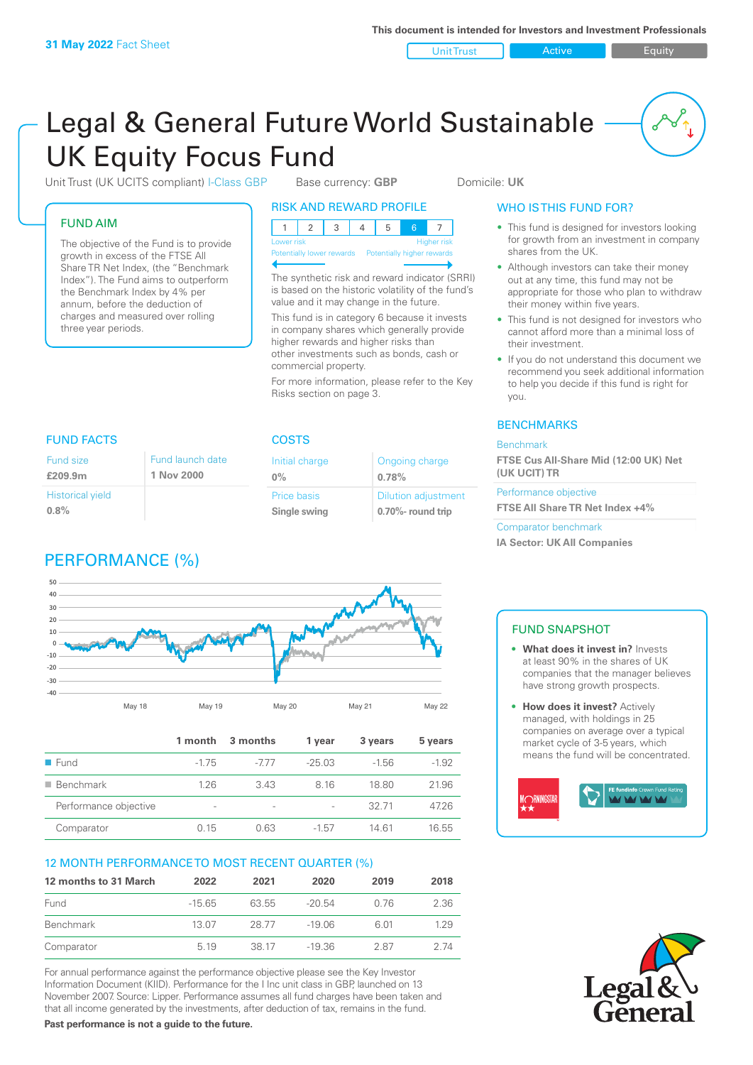31 May 2022 Fact Sheet

This document is intended for Investors and Investment Professionals

Unit Trust | Active | Equity

# Legal & General Future World Sustainable UK Equity Focus Fund

Unit Trust (UK UCITS compliant) I-Class GBP    Base currency: **GBP**    Domicile: **UK**

## FUND AIM

The objective of the Fund is to provide growth in excess of the FTSE All Share TR Net Index, (the "Benchmark Index"). The Fund aims to outperform the Benchmark Index by 4% per annum, before the deduction of charges and measured over rolling three year periods.

## RISK AND REWARD PROFILE

| 1 | 2 | 3 | 4 | 5 | 6 | 7 |
|---|---|---|---|---|---|---|

Lower risk — Potentially lower rewards | Higher risk — Potentially higher rewards

The synthetic risk and reward indicator (SRRI) is based on the historic volatility of the fund's value and it may change in the future.

This fund is in category 6 because it invests in company shares which generally provide higher rewards and higher risks than other investments such as bonds, cash or commercial property.

For more information, please refer to the Key Risks section on page 3.

## WHO IS THIS FUND FOR?

- This fund is designed for investors looking for growth from an investment in company shares from the UK.
- Although investors can take their money out at any time, this fund may not be appropriate for those who plan to withdraw their money within five years.
- This fund is not designed for investors who cannot afford more than a minimal loss of their investment.
- If you do not understand this document we recommend you seek additional information to help you decide if this fund is right for you.

## FUND FACTS

| Fund size | Fund launch date |
|---|---|
| **£209.9m** | **1 Nov 2000** |
| Historical yield | |
| **0.8%** | |

## COSTS

| Initial charge | Ongoing charge |
|---|---|
| **0%** | **0.78%** |
| Price basis | Dilution adjustment |
| **Single swing** | **0.70%- round trip** |

## BENCHMARKS

Benchmark
**FTSE Cus All-Share Mid (12:00 UK) Net (UK UCIT) TR**

Performance objective
**FTSE All Share TR Net Index +4%**

Comparator benchmark
**IA Sector: UK All Companies**

## PERFORMANCE (%)

| | 1 month | 3 months | 1 year | 3 years | 5 years |
|---|---|---|---|---|---|
| Fund | -1.75 | -7.77 | -25.03 | -1.56 | -1.92 |
| Benchmark | 1.26 | 3.43 | 8.16 | 18.80 | 21.96 |
| Performance objective | - | - | - | 32.71 | 47.26 |
| Comparator | 0.15 | 0.63 | -1.57 | 14.61 | 16.55 |

## FUND SNAPSHOT

- **What does it invest in?** Invests at least 90% in the shares of UK companies that the manager believes have strong growth prospects.
- **How does it invest?** Actively managed, with holdings in 25 companies on average over a typical market cycle of 3-5 years, which means the fund will be concentrated.

## 12 MONTH PERFORMANCE TO MOST RECENT QUARTER (%)

| 12 months to 31 March | 2022 | 2021 | 2020 | 2019 | 2018 |
|---|---|---|---|---|---|
| Fund | -15.65 | 63.55 | -20.54 | 0.76 | 2.36 |
| Benchmark | 13.07 | 28.77 | -19.06 | 6.01 | 1.29 |
| Comparator | 5.19 | 38.17 | -19.36 | 2.87 | 2.74 |

For annual performance against the performance objective please see the Key Investor Information Document (KIID). Performance for the I Inc unit class in GBP, launched on 13 November 2007. Source: Lipper. Performance assumes all fund charges have been taken and that all income generated by the investments, after deduction of tax, remains in the fund.

**Past performance is not a guide to the future.**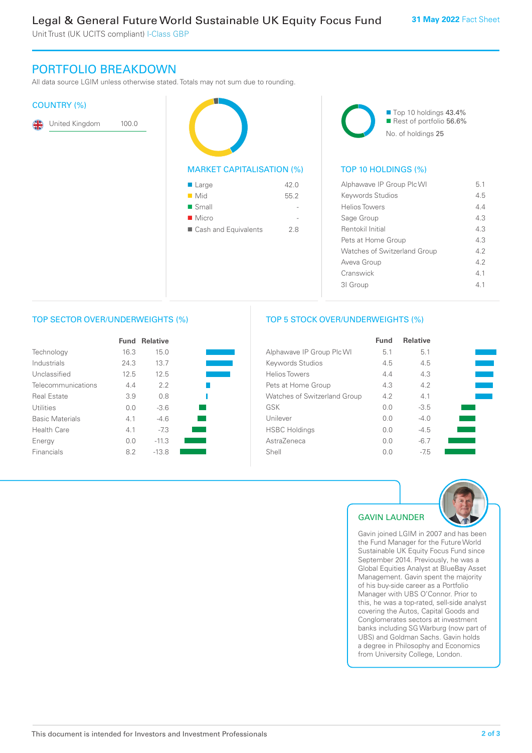# Legal & General Future World Sustainable UK Equity Focus Fund

Unit Trust (UK UCITS compliant) I-Class GBP

31 May 2022 Fact Sheet

## PORTFOLIO BREAKDOWN

All data source LGIM unless otherwise stated. Totals may not sum due to rounding.

### COUNTRY (%)

| Country | % |
|---|---|
| United Kingdom | 100.0 |

### MARKET CAPITALISATION (%)

| | % |
|---|---|
| Large | 42.0 |
| Mid | 55.2 |
| Small | - |
| Micro | - |
| Cash and Equivalents | 2.8 |

Top 10 holdings 43.4%
Rest of portfolio 56.6%
No. of holdings 25

### TOP 10 HOLDINGS (%)

| Holding | % |
|---|---|
| Alphawave IP Group Plc WI | 5.1 |
| Keywords Studios | 4.5 |
| Helios Towers | 4.4 |
| Sage Group | 4.3 |
| Rentokil Initial | 4.3 |
| Pets at Home Group | 4.3 |
| Watches of Switzerland Group | 4.2 |
| Aveva Group | 4.2 |
| Cranswick | 4.1 |
| 3I Group | 4.1 |

### TOP SECTOR OVER/UNDERWEIGHTS (%)

| | Fund | Relative |
|---|---|---|
| Technology | 16.3 | 15.0 |
| Industrials | 24.3 | 13.7 |
| Unclassified | 12.5 | 12.5 |
| Telecommunications | 4.4 | 2.2 |
| Real Estate | 3.9 | 0.8 |
| Utilities | 0.0 | -3.6 |
| Basic Materials | 4.1 | -4.6 |
| Health Care | 4.1 | -7.3 |
| Energy | 0.0 | -11.3 |
| Financials | 8.2 | -13.8 |

### TOP 5 STOCK OVER/UNDERWEIGHTS (%)

| | Fund | Relative |
|---|---|---|
| Alphawave IP Group Plc WI | 5.1 | 5.1 |
| Keywords Studios | 4.5 | 4.5 |
| Helios Towers | 4.4 | 4.3 |
| Pets at Home Group | 4.3 | 4.2 |
| Watches of Switzerland Group | 4.2 | 4.1 |
| GSK | 0.0 | -3.5 |
| Unilever | 0.0 | -4.0 |
| HSBC Holdings | 0.0 | -4.5 |
| AstraZeneca | 0.0 | -6.7 |
| Shell | 0.0 | -7.5 |

### GAVIN LAUNDER

Gavin joined LGIM in 2007 and has been the Fund Manager for the Future World Sustainable UK Equity Focus Fund since September 2014. Previously, he was a Global Equities Analyst at BlueBay Asset Management. Gavin spent the majority of his buy-side career as a Portfolio Manager with UBS O'Connor. Prior to this, he was a top-rated, sell-side analyst covering the Autos, Capital Goods and Conglomerates sectors at investment banks including SG Warburg (now part of UBS) and Goldman Sachs. Gavin holds a degree in Philosophy and Economics from University College, London.

This document is intended for Investors and Investment Professionals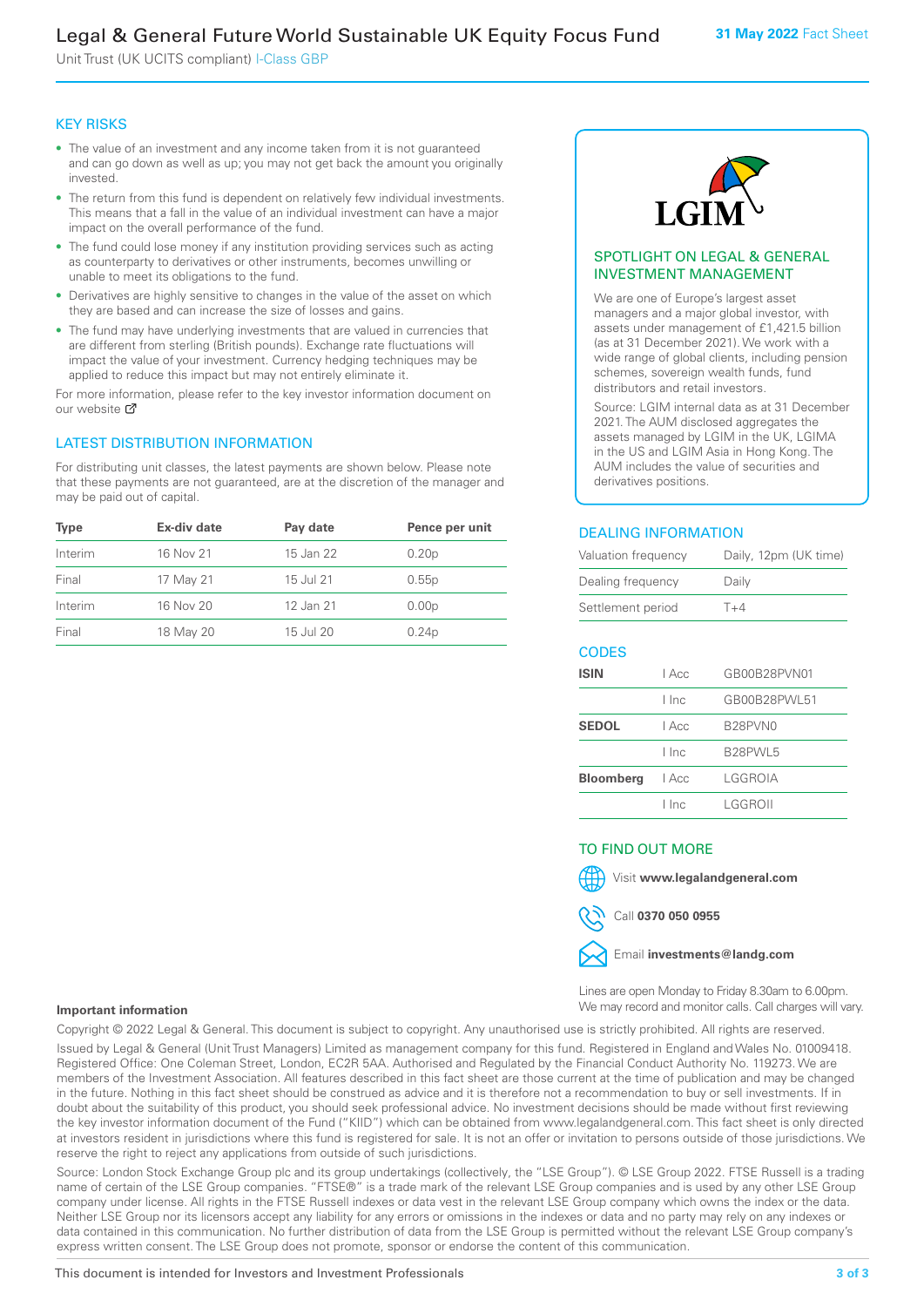# Legal & General Future World Sustainable UK Equity Focus Fund

Unit Trust (UK UCITS compliant) I-Class GBP

**31 May 2022** Fact Sheet

## KEY RISKS

- The value of an investment and any income taken from it is not guaranteed and can go down as well as up; you may not get back the amount you originally invested.
- The return from this fund is dependent on relatively few individual investments. This means that a fall in the value of an individual investment can have a major impact on the overall performance of the fund.
- The fund could lose money if any institution providing services such as acting as counterparty to derivatives or other instruments, becomes unwilling or unable to meet its obligations to the fund.
- Derivatives are highly sensitive to changes in the value of the asset on which they are based and can increase the size of losses and gains.
- The fund may have underlying investments that are valued in currencies that are different from sterling (British pounds). Exchange rate fluctuations will impact the value of your investment. Currency hedging techniques may be applied to reduce this impact but may not entirely eliminate it.

For more information, please refer to the key investor information document on our website

## LATEST DISTRIBUTION INFORMATION

For distributing unit classes, the latest payments are shown below. Please note that these payments are not guaranteed, are at the discretion of the manager and may be paid out of capital.

| Type | Ex-div date | Pay date | Pence per unit |
|---|---|---|---|
| Interim | 16 Nov 21 | 15 Jan 22 | 0.20p |
| Final | 17 May 21 | 15 Jul 21 | 0.55p |
| Interim | 16 Nov 20 | 12 Jan 21 | 0.00p |
| Final | 18 May 20 | 15 Jul 20 | 0.24p |

## SPOTLIGHT ON LEGAL & GENERAL INVESTMENT MANAGEMENT

We are one of Europe's largest asset managers and a major global investor, with assets under management of £1,421.5 billion (as at 31 December 2021). We work with a wide range of global clients, including pension schemes, sovereign wealth funds, fund distributors and retail investors.

Source: LGIM internal data as at 31 December 2021. The AUM disclosed aggregates the assets managed by LGIM in the UK, LGIMA in the US and LGIM Asia in Hong Kong. The AUM includes the value of securities and derivatives positions.

## DEALING INFORMATION

| | |
|---|---|
| Valuation frequency | Daily, 12pm (UK time) |
| Dealing frequency | Daily |
| Settlement period | T+4 |

## CODES

| | | |
|---|---|---|
| **ISIN** | I Acc | GB00B28PVN01 |
| | I Inc | GB00B28PWL51 |
| **SEDOL** | I Acc | B28PVN0 |
| | I Inc | B28PWL5 |
| **Bloomberg** | I Acc | LGGROIA |
| | I Inc | LGGROII |

## TO FIND OUT MORE

Visit **www.legalandgeneral.com**

Call **0370 050 0955**

Email **investments@landg.com**

Lines are open Monday to Friday 8.30am to 6.00pm. We may record and monitor calls. Call charges will vary.

**Important information**

Copyright © 2022 Legal & General. This document is subject to copyright. Any unauthorised use is strictly prohibited. All rights are reserved.

Issued by Legal & General (Unit Trust Managers) Limited as management company for this fund. Registered in England and Wales No. 01009418. Registered Office: One Coleman Street, London, EC2R 5AA. Authorised and Regulated by the Financial Conduct Authority No. 119273. We are members of the Investment Association. All features described in this fact sheet are those current at the time of publication and may be changed in the future. Nothing in this fact sheet should be construed as advice and it is therefore not a recommendation to buy or sell investments. If in doubt about the suitability of this product, you should seek professional advice. No investment decisions should be made without first reviewing the key investor information document of the Fund ("KIID") which can be obtained from www.legalandgeneral.com. This fact sheet is only directed at investors resident in jurisdictions where this fund is registered for sale. It is not an offer or invitation to persons outside of those jurisdictions. We reserve the right to reject any applications from outside of such jurisdictions.

Source: London Stock Exchange Group plc and its group undertakings (collectively, the "LSE Group"). © LSE Group 2022. FTSE Russell is a trading name of certain of the LSE Group companies. "FTSE®" is a trade mark of the relevant LSE Group companies and is used by any other LSE Group company under license. All rights in the FTSE Russell indexes or data vest in the relevant LSE Group company which owns the index or the data. Neither LSE Group nor its licensors accept any liability for any errors or omissions in the indexes or data and no party may rely on any indexes or data contained in this communication. No further distribution of data from the LSE Group is permitted without the relevant LSE Group company's express written consent. The LSE Group does not promote, sponsor or endorse the content of this communication.

This document is intended for Investors and Investment Professionals